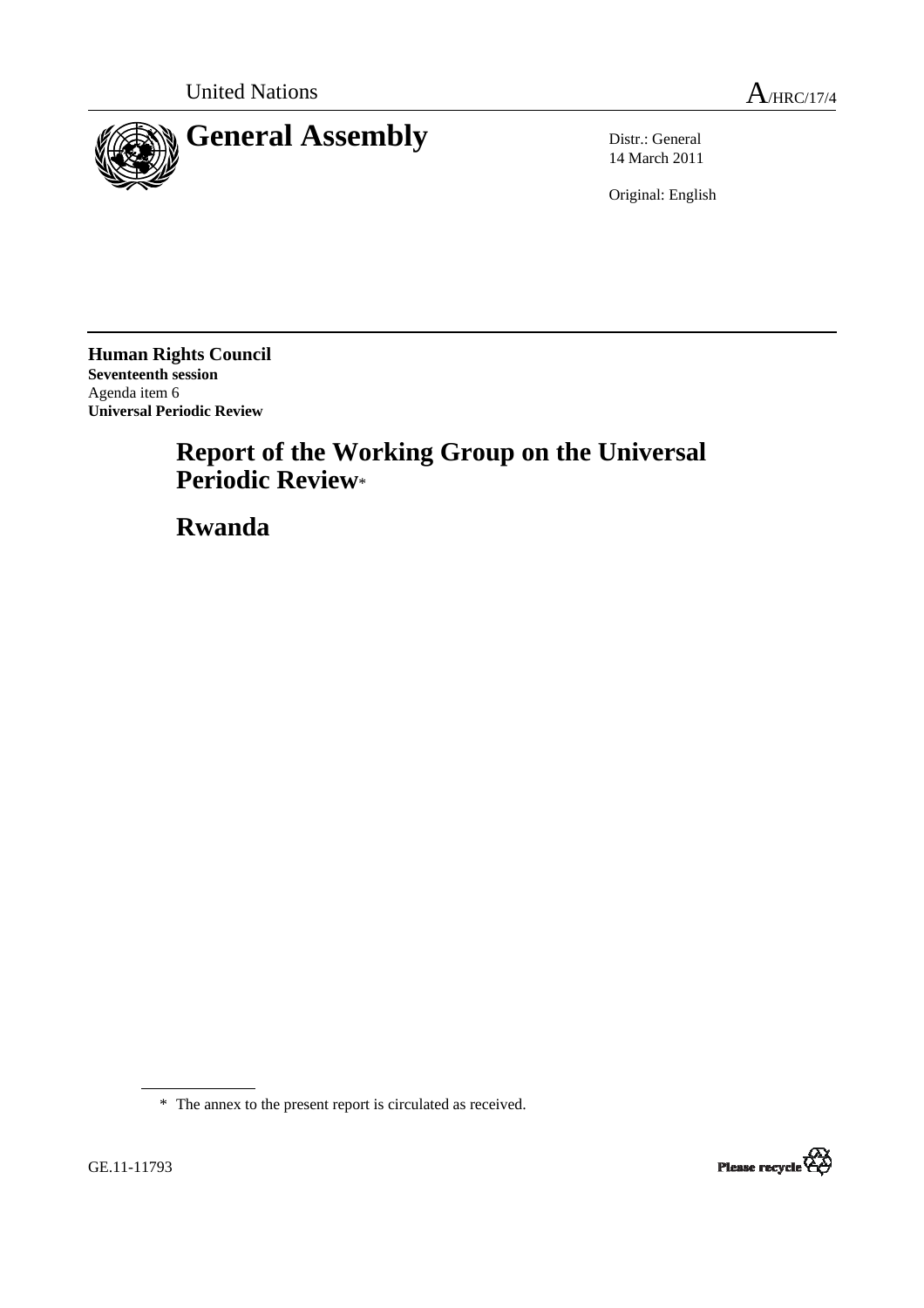United Nations A/HRC/17/4

# General Assembly

Distr.: General
14 March 2011

Original: English

**Human Rights Council**
**Seventeenth session**
Agenda item 6
**Universal Periodic Review**

# Report of the Working Group on the Universal Periodic Review*

# Rwanda

\* The annex to the present report is circulated as received.

GE.11-11793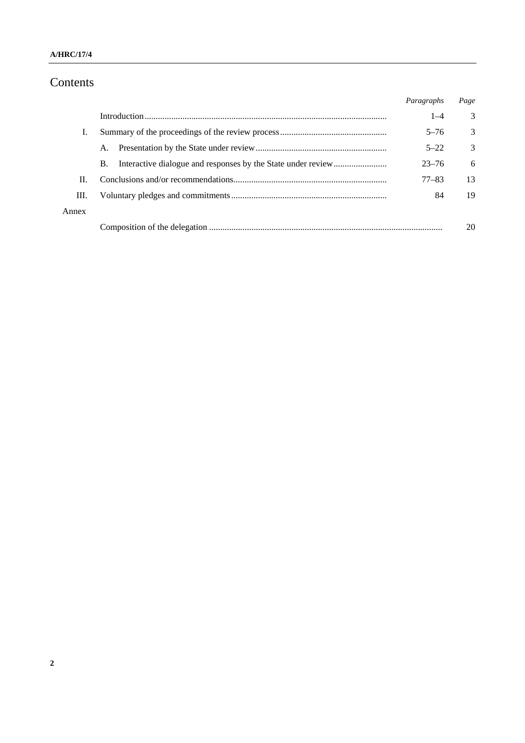# Contents

| | | *Paragraphs* | *Page* |
|---|---|---|---|
| | Introduction | 1–4 | 3 |
| I. | Summary of the proceedings of the review process | 5–76 | 3 |
| | A. Presentation by the State under review | 5–22 | 3 |
| | B. Interactive dialogue and responses by the State under review | 23–76 | 6 |
| II. | Conclusions and/or recommendations | 77–83 | 13 |
| III. | Voluntary pledges and commitments | 84 | 19 |
| Annex | | | |
| | Composition of the delegation | | 20 |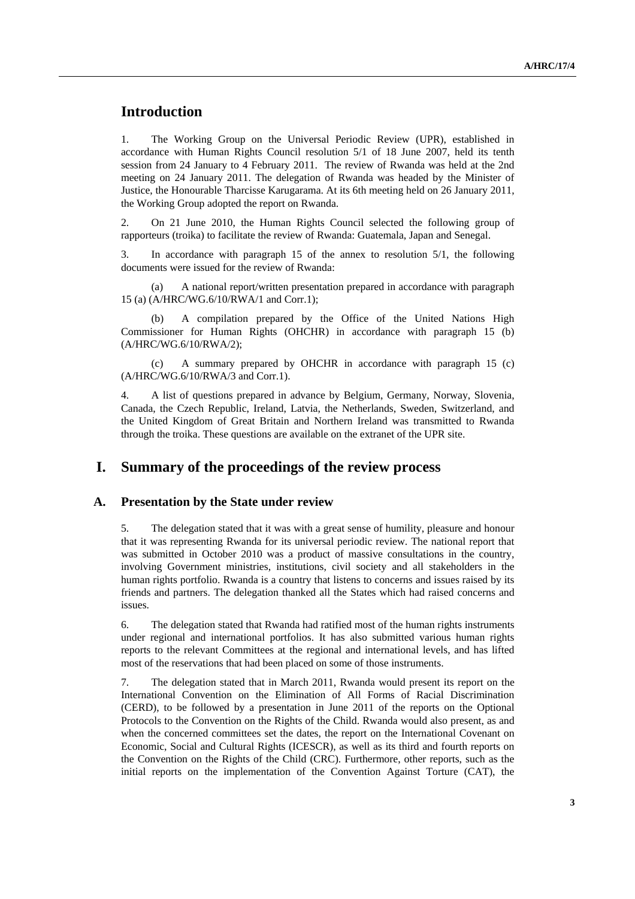# Introduction

1. The Working Group on the Universal Periodic Review (UPR), established in accordance with Human Rights Council resolution 5/1 of 18 June 2007, held its tenth session from 24 January to 4 February 2011. The review of Rwanda was held at the 2nd meeting on 24 January 2011. The delegation of Rwanda was headed by the Minister of Justice, the Honourable Tharcisse Karugarama. At its 6th meeting held on 26 January 2011, the Working Group adopted the report on Rwanda.

2. On 21 June 2010, the Human Rights Council selected the following group of rapporteurs (troika) to facilitate the review of Rwanda: Guatemala, Japan and Senegal.

3. In accordance with paragraph 15 of the annex to resolution 5/1, the following documents were issued for the review of Rwanda:

(a) A national report/written presentation prepared in accordance with paragraph 15 (a) (A/HRC/WG.6/10/RWA/1 and Corr.1);

(b) A compilation prepared by the Office of the United Nations High Commissioner for Human Rights (OHCHR) in accordance with paragraph 15 (b) (A/HRC/WG.6/10/RWA/2);

(c) A summary prepared by OHCHR in accordance with paragraph 15 (c) (A/HRC/WG.6/10/RWA/3 and Corr.1).

4. A list of questions prepared in advance by Belgium, Germany, Norway, Slovenia, Canada, the Czech Republic, Ireland, Latvia, the Netherlands, Sweden, Switzerland, and the United Kingdom of Great Britain and Northern Ireland was transmitted to Rwanda through the troika. These questions are available on the extranet of the UPR site.

# I. Summary of the proceedings of the review process

## A. Presentation by the State under review

5. The delegation stated that it was with a great sense of humility, pleasure and honour that it was representing Rwanda for its universal periodic review. The national report that was submitted in October 2010 was a product of massive consultations in the country, involving Government ministries, institutions, civil society and all stakeholders in the human rights portfolio. Rwanda is a country that listens to concerns and issues raised by its friends and partners. The delegation thanked all the States which had raised concerns and issues.

6. The delegation stated that Rwanda had ratified most of the human rights instruments under regional and international portfolios. It has also submitted various human rights reports to the relevant Committees at the regional and international levels, and has lifted most of the reservations that had been placed on some of those instruments.

7. The delegation stated that in March 2011, Rwanda would present its report on the International Convention on the Elimination of All Forms of Racial Discrimination (CERD), to be followed by a presentation in June 2011 of the reports on the Optional Protocols to the Convention on the Rights of the Child. Rwanda would also present, as and when the concerned committees set the dates, the report on the International Covenant on Economic, Social and Cultural Rights (ICESCR), as well as its third and fourth reports on the Convention on the Rights of the Child (CRC). Furthermore, other reports, such as the initial reports on the implementation of the Convention Against Torture (CAT), the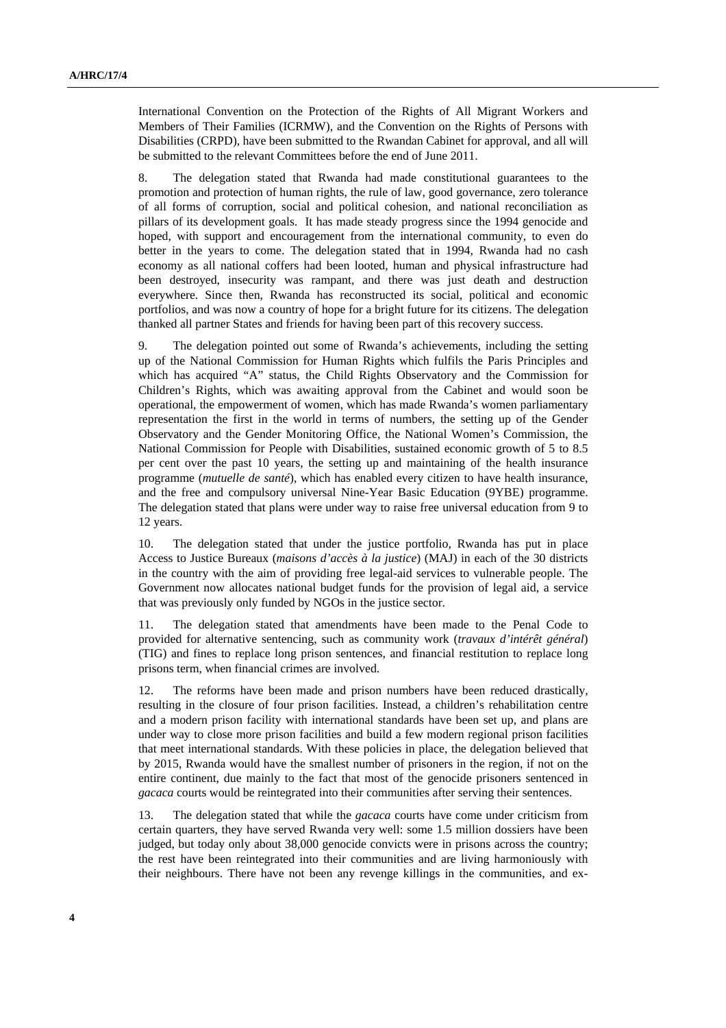International Convention on the Protection of the Rights of All Migrant Workers and Members of Their Families (ICRMW), and the Convention on the Rights of Persons with Disabilities (CRPD), have been submitted to the Rwandan Cabinet for approval, and all will be submitted to the relevant Committees before the end of June 2011.

8. The delegation stated that Rwanda had made constitutional guarantees to the promotion and protection of human rights, the rule of law, good governance, zero tolerance of all forms of corruption, social and political cohesion, and national reconciliation as pillars of its development goals. It has made steady progress since the 1994 genocide and hoped, with support and encouragement from the international community, to even do better in the years to come. The delegation stated that in 1994, Rwanda had no cash economy as all national coffers had been looted, human and physical infrastructure had been destroyed, insecurity was rampant, and there was just death and destruction everywhere. Since then, Rwanda has reconstructed its social, political and economic portfolios, and was now a country of hope for a bright future for its citizens. The delegation thanked all partner States and friends for having been part of this recovery success.

9. The delegation pointed out some of Rwanda's achievements, including the setting up of the National Commission for Human Rights which fulfils the Paris Principles and which has acquired "A" status, the Child Rights Observatory and the Commission for Children's Rights, which was awaiting approval from the Cabinet and would soon be operational, the empowerment of women, which has made Rwanda's women parliamentary representation the first in the world in terms of numbers, the setting up of the Gender Observatory and the Gender Monitoring Office, the National Women's Commission, the National Commission for People with Disabilities, sustained economic growth of 5 to 8.5 per cent over the past 10 years, the setting up and maintaining of the health insurance programme (*mutuelle de santé*), which has enabled every citizen to have health insurance, and the free and compulsory universal Nine-Year Basic Education (9YBE) programme. The delegation stated that plans were under way to raise free universal education from 9 to 12 years.

10. The delegation stated that under the justice portfolio, Rwanda has put in place Access to Justice Bureaux (*maisons d'accès à la justice*) (MAJ) in each of the 30 districts in the country with the aim of providing free legal-aid services to vulnerable people. The Government now allocates national budget funds for the provision of legal aid, a service that was previously only funded by NGOs in the justice sector.

11. The delegation stated that amendments have been made to the Penal Code to provided for alternative sentencing, such as community work (*travaux d'intérêt général*) (TIG) and fines to replace long prison sentences, and financial restitution to replace long prisons term, when financial crimes are involved.

12. The reforms have been made and prison numbers have been reduced drastically, resulting in the closure of four prison facilities. Instead, a children's rehabilitation centre and a modern prison facility with international standards have been set up, and plans are under way to close more prison facilities and build a few modern regional prison facilities that meet international standards. With these policies in place, the delegation believed that by 2015, Rwanda would have the smallest number of prisoners in the region, if not on the entire continent, due mainly to the fact that most of the genocide prisoners sentenced in *gacaca* courts would be reintegrated into their communities after serving their sentences.

13. The delegation stated that while the *gacaca* courts have come under criticism from certain quarters, they have served Rwanda very well: some 1.5 million dossiers have been judged, but today only about 38,000 genocide convicts were in prisons across the country; the rest have been reintegrated into their communities and are living harmoniously with their neighbours. There have not been any revenge killings in the communities, and ex-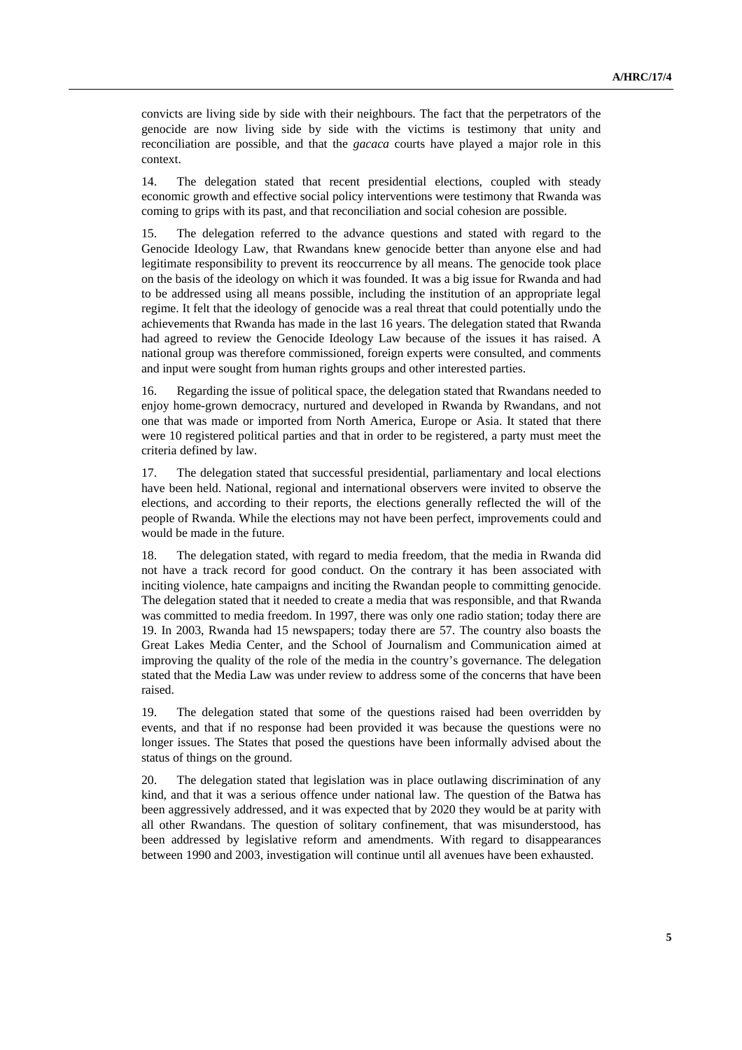convicts are living side by side with their neighbours. The fact that the perpetrators of the genocide are now living side by side with the victims is testimony that unity and reconciliation are possible, and that the *gacaca* courts have played a major role in this context.

14. The delegation stated that recent presidential elections, coupled with steady economic growth and effective social policy interventions were testimony that Rwanda was coming to grips with its past, and that reconciliation and social cohesion are possible.

15. The delegation referred to the advance questions and stated with regard to the Genocide Ideology Law, that Rwandans knew genocide better than anyone else and had legitimate responsibility to prevent its reoccurrence by all means. The genocide took place on the basis of the ideology on which it was founded. It was a big issue for Rwanda and had to be addressed using all means possible, including the institution of an appropriate legal regime. It felt that the ideology of genocide was a real threat that could potentially undo the achievements that Rwanda has made in the last 16 years. The delegation stated that Rwanda had agreed to review the Genocide Ideology Law because of the issues it has raised. A national group was therefore commissioned, foreign experts were consulted, and comments and input were sought from human rights groups and other interested parties.

16. Regarding the issue of political space, the delegation stated that Rwandans needed to enjoy home-grown democracy, nurtured and developed in Rwanda by Rwandans, and not one that was made or imported from North America, Europe or Asia. It stated that there were 10 registered political parties and that in order to be registered, a party must meet the criteria defined by law.

17. The delegation stated that successful presidential, parliamentary and local elections have been held. National, regional and international observers were invited to observe the elections, and according to their reports, the elections generally reflected the will of the people of Rwanda. While the elections may not have been perfect, improvements could and would be made in the future.

18. The delegation stated, with regard to media freedom, that the media in Rwanda did not have a track record for good conduct. On the contrary it has been associated with inciting violence, hate campaigns and inciting the Rwandan people to committing genocide. The delegation stated that it needed to create a media that was responsible, and that Rwanda was committed to media freedom. In 1997, there was only one radio station; today there are 19. In 2003, Rwanda had 15 newspapers; today there are 57. The country also boasts the Great Lakes Media Center, and the School of Journalism and Communication aimed at improving the quality of the role of the media in the country's governance. The delegation stated that the Media Law was under review to address some of the concerns that have been raised.

19. The delegation stated that some of the questions raised had been overridden by events, and that if no response had been provided it was because the questions were no longer issues. The States that posed the questions have been informally advised about the status of things on the ground.

20. The delegation stated that legislation was in place outlawing discrimination of any kind, and that it was a serious offence under national law. The question of the Batwa has been aggressively addressed, and it was expected that by 2020 they would be at parity with all other Rwandans. The question of solitary confinement, that was misunderstood, has been addressed by legislative reform and amendments. With regard to disappearances between 1990 and 2003, investigation will continue until all avenues have been exhausted.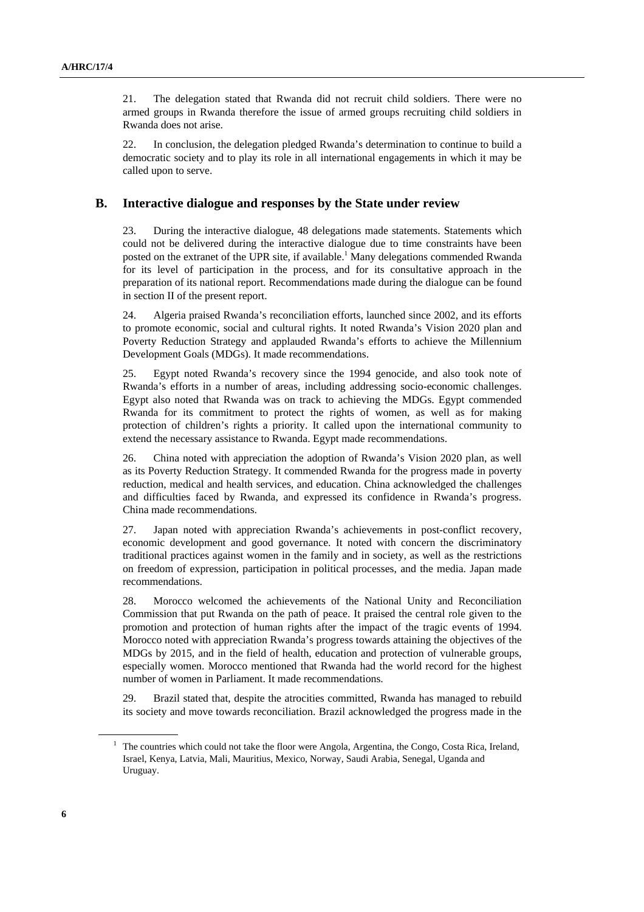21. The delegation stated that Rwanda did not recruit child soldiers. There were no armed groups in Rwanda therefore the issue of armed groups recruiting child soldiers in Rwanda does not arise.

22. In conclusion, the delegation pledged Rwanda's determination to continue to build a democratic society and to play its role in all international engagements in which it may be called upon to serve.

## B. Interactive dialogue and responses by the State under review

23. During the interactive dialogue, 48 delegations made statements. Statements which could not be delivered during the interactive dialogue due to time constraints have been posted on the extranet of the UPR site, if available.[1] Many delegations commended Rwanda for its level of participation in the process, and for its consultative approach in the preparation of its national report. Recommendations made during the dialogue can be found in section II of the present report.

24. Algeria praised Rwanda's reconciliation efforts, launched since 2002, and its efforts to promote economic, social and cultural rights. It noted Rwanda's Vision 2020 plan and Poverty Reduction Strategy and applauded Rwanda's efforts to achieve the Millennium Development Goals (MDGs). It made recommendations.

25. Egypt noted Rwanda's recovery since the 1994 genocide, and also took note of Rwanda's efforts in a number of areas, including addressing socio-economic challenges. Egypt also noted that Rwanda was on track to achieving the MDGs. Egypt commended Rwanda for its commitment to protect the rights of women, as well as for making protection of children's rights a priority. It called upon the international community to extend the necessary assistance to Rwanda. Egypt made recommendations.

26. China noted with appreciation the adoption of Rwanda's Vision 2020 plan, as well as its Poverty Reduction Strategy. It commended Rwanda for the progress made in poverty reduction, medical and health services, and education. China acknowledged the challenges and difficulties faced by Rwanda, and expressed its confidence in Rwanda's progress. China made recommendations.

27. Japan noted with appreciation Rwanda's achievements in post-conflict recovery, economic development and good governance. It noted with concern the discriminatory traditional practices against women in the family and in society, as well as the restrictions on freedom of expression, participation in political processes, and the media. Japan made recommendations.

28. Morocco welcomed the achievements of the National Unity and Reconciliation Commission that put Rwanda on the path of peace. It praised the central role given to the promotion and protection of human rights after the impact of the tragic events of 1994. Morocco noted with appreciation Rwanda's progress towards attaining the objectives of the MDGs by 2015, and in the field of health, education and protection of vulnerable groups, especially women. Morocco mentioned that Rwanda had the world record for the highest number of women in Parliament. It made recommendations.

29. Brazil stated that, despite the atrocities committed, Rwanda has managed to rebuild its society and move towards reconciliation. Brazil acknowledged the progress made in the

[1] The countries which could not take the floor were Angola, Argentina, the Congo, Costa Rica, Ireland, Israel, Kenya, Latvia, Mali, Mauritius, Mexico, Norway, Saudi Arabia, Senegal, Uganda and Uruguay.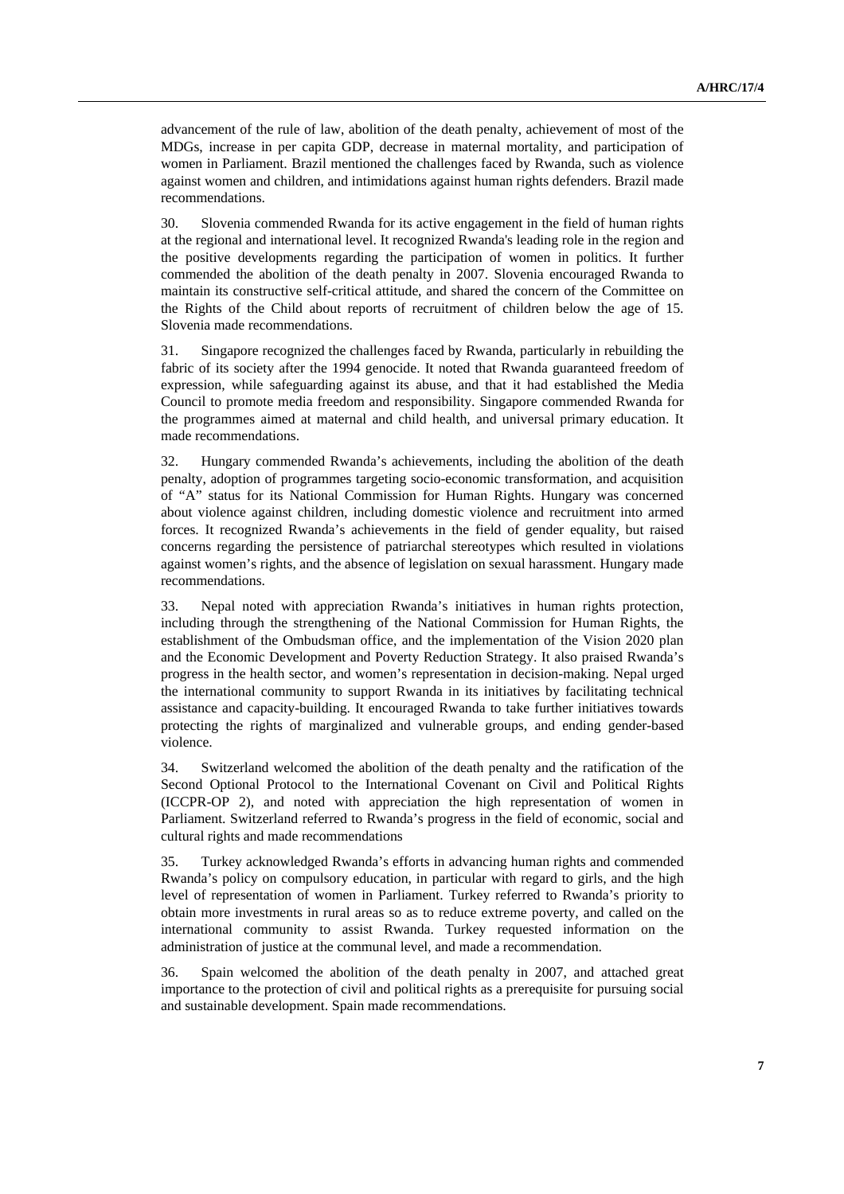advancement of the rule of law, abolition of the death penalty, achievement of most of the MDGs, increase in per capita GDP, decrease in maternal mortality, and participation of women in Parliament. Brazil mentioned the challenges faced by Rwanda, such as violence against women and children, and intimidations against human rights defenders. Brazil made recommendations.

30. Slovenia commended Rwanda for its active engagement in the field of human rights at the regional and international level. It recognized Rwanda's leading role in the region and the positive developments regarding the participation of women in politics. It further commended the abolition of the death penalty in 2007. Slovenia encouraged Rwanda to maintain its constructive self-critical attitude, and shared the concern of the Committee on the Rights of the Child about reports of recruitment of children below the age of 15. Slovenia made recommendations.

31. Singapore recognized the challenges faced by Rwanda, particularly in rebuilding the fabric of its society after the 1994 genocide. It noted that Rwanda guaranteed freedom of expression, while safeguarding against its abuse, and that it had established the Media Council to promote media freedom and responsibility. Singapore commended Rwanda for the programmes aimed at maternal and child health, and universal primary education. It made recommendations.

32. Hungary commended Rwanda's achievements, including the abolition of the death penalty, adoption of programmes targeting socio-economic transformation, and acquisition of "A" status for its National Commission for Human Rights. Hungary was concerned about violence against children, including domestic violence and recruitment into armed forces. It recognized Rwanda's achievements in the field of gender equality, but raised concerns regarding the persistence of patriarchal stereotypes which resulted in violations against women's rights, and the absence of legislation on sexual harassment. Hungary made recommendations.

33. Nepal noted with appreciation Rwanda's initiatives in human rights protection, including through the strengthening of the National Commission for Human Rights, the establishment of the Ombudsman office, and the implementation of the Vision 2020 plan and the Economic Development and Poverty Reduction Strategy. It also praised Rwanda's progress in the health sector, and women's representation in decision-making. Nepal urged the international community to support Rwanda in its initiatives by facilitating technical assistance and capacity-building. It encouraged Rwanda to take further initiatives towards protecting the rights of marginalized and vulnerable groups, and ending gender-based violence.

34. Switzerland welcomed the abolition of the death penalty and the ratification of the Second Optional Protocol to the International Covenant on Civil and Political Rights (ICCPR-OP 2), and noted with appreciation the high representation of women in Parliament. Switzerland referred to Rwanda's progress in the field of economic, social and cultural rights and made recommendations

35. Turkey acknowledged Rwanda's efforts in advancing human rights and commended Rwanda's policy on compulsory education, in particular with regard to girls, and the high level of representation of women in Parliament. Turkey referred to Rwanda's priority to obtain more investments in rural areas so as to reduce extreme poverty, and called on the international community to assist Rwanda. Turkey requested information on the administration of justice at the communal level, and made a recommendation.

36. Spain welcomed the abolition of the death penalty in 2007, and attached great importance to the protection of civil and political rights as a prerequisite for pursuing social and sustainable development. Spain made recommendations.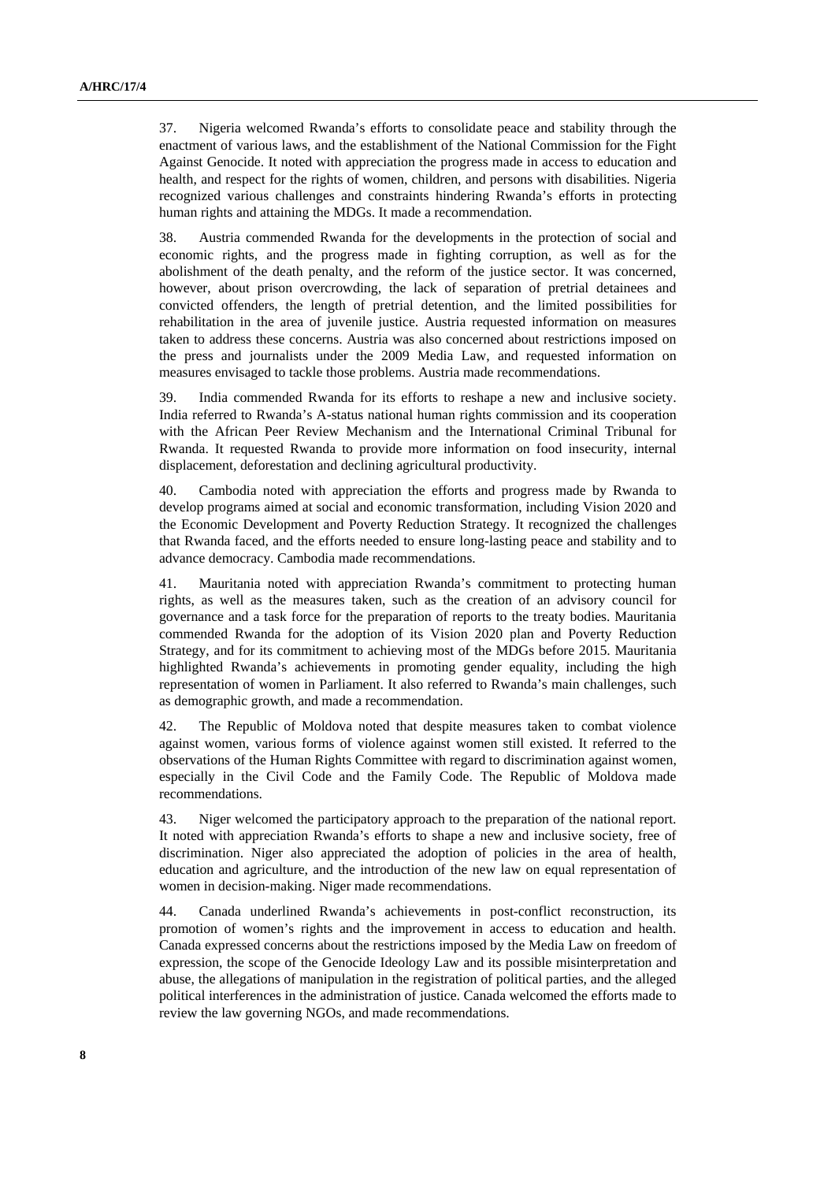37. Nigeria welcomed Rwanda's efforts to consolidate peace and stability through the enactment of various laws, and the establishment of the National Commission for the Fight Against Genocide. It noted with appreciation the progress made in access to education and health, and respect for the rights of women, children, and persons with disabilities. Nigeria recognized various challenges and constraints hindering Rwanda's efforts in protecting human rights and attaining the MDGs. It made a recommendation.

38. Austria commended Rwanda for the developments in the protection of social and economic rights, and the progress made in fighting corruption, as well as for the abolishment of the death penalty, and the reform of the justice sector. It was concerned, however, about prison overcrowding, the lack of separation of pretrial detainees and convicted offenders, the length of pretrial detention, and the limited possibilities for rehabilitation in the area of juvenile justice. Austria requested information on measures taken to address these concerns. Austria was also concerned about restrictions imposed on the press and journalists under the 2009 Media Law, and requested information on measures envisaged to tackle those problems. Austria made recommendations.

39. India commended Rwanda for its efforts to reshape a new and inclusive society. India referred to Rwanda's A-status national human rights commission and its cooperation with the African Peer Review Mechanism and the International Criminal Tribunal for Rwanda. It requested Rwanda to provide more information on food insecurity, internal displacement, deforestation and declining agricultural productivity.

40. Cambodia noted with appreciation the efforts and progress made by Rwanda to develop programs aimed at social and economic transformation, including Vision 2020 and the Economic Development and Poverty Reduction Strategy. It recognized the challenges that Rwanda faced, and the efforts needed to ensure long-lasting peace and stability and to advance democracy. Cambodia made recommendations.

41. Mauritania noted with appreciation Rwanda's commitment to protecting human rights, as well as the measures taken, such as the creation of an advisory council for governance and a task force for the preparation of reports to the treaty bodies. Mauritania commended Rwanda for the adoption of its Vision 2020 plan and Poverty Reduction Strategy, and for its commitment to achieving most of the MDGs before 2015. Mauritania highlighted Rwanda's achievements in promoting gender equality, including the high representation of women in Parliament. It also referred to Rwanda's main challenges, such as demographic growth, and made a recommendation.

42. The Republic of Moldova noted that despite measures taken to combat violence against women, various forms of violence against women still existed. It referred to the observations of the Human Rights Committee with regard to discrimination against women, especially in the Civil Code and the Family Code. The Republic of Moldova made recommendations.

43. Niger welcomed the participatory approach to the preparation of the national report. It noted with appreciation Rwanda's efforts to shape a new and inclusive society, free of discrimination. Niger also appreciated the adoption of policies in the area of health, education and agriculture, and the introduction of the new law on equal representation of women in decision-making. Niger made recommendations.

44. Canada underlined Rwanda's achievements in post-conflict reconstruction, its promotion of women's rights and the improvement in access to education and health. Canada expressed concerns about the restrictions imposed by the Media Law on freedom of expression, the scope of the Genocide Ideology Law and its possible misinterpretation and abuse, the allegations of manipulation in the registration of political parties, and the alleged political interferences in the administration of justice. Canada welcomed the efforts made to review the law governing NGOs, and made recommendations.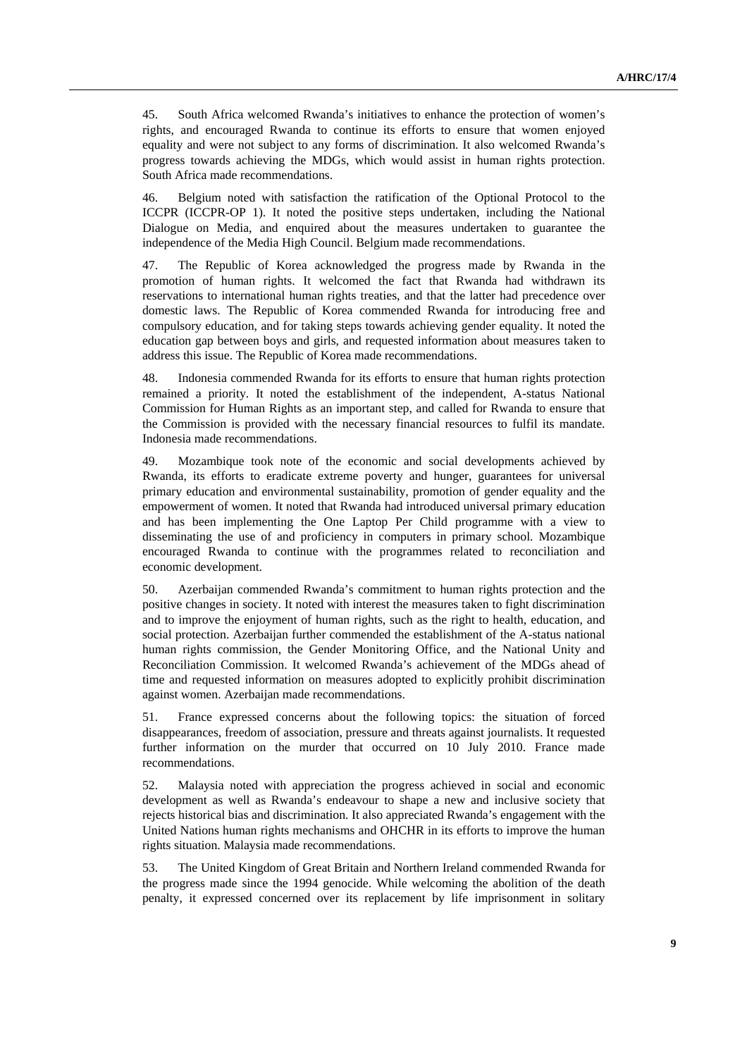45. South Africa welcomed Rwanda's initiatives to enhance the protection of women's rights, and encouraged Rwanda to continue its efforts to ensure that women enjoyed equality and were not subject to any forms of discrimination. It also welcomed Rwanda's progress towards achieving the MDGs, which would assist in human rights protection. South Africa made recommendations.

46. Belgium noted with satisfaction the ratification of the Optional Protocol to the ICCPR (ICCPR-OP 1). It noted the positive steps undertaken, including the National Dialogue on Media, and enquired about the measures undertaken to guarantee the independence of the Media High Council. Belgium made recommendations.

47. The Republic of Korea acknowledged the progress made by Rwanda in the promotion of human rights. It welcomed the fact that Rwanda had withdrawn its reservations to international human rights treaties, and that the latter had precedence over domestic laws. The Republic of Korea commended Rwanda for introducing free and compulsory education, and for taking steps towards achieving gender equality. It noted the education gap between boys and girls, and requested information about measures taken to address this issue. The Republic of Korea made recommendations.

48. Indonesia commended Rwanda for its efforts to ensure that human rights protection remained a priority. It noted the establishment of the independent, A-status National Commission for Human Rights as an important step, and called for Rwanda to ensure that the Commission is provided with the necessary financial resources to fulfil its mandate. Indonesia made recommendations.

49. Mozambique took note of the economic and social developments achieved by Rwanda, its efforts to eradicate extreme poverty and hunger, guarantees for universal primary education and environmental sustainability, promotion of gender equality and the empowerment of women. It noted that Rwanda had introduced universal primary education and has been implementing the One Laptop Per Child programme with a view to disseminating the use of and proficiency in computers in primary school. Mozambique encouraged Rwanda to continue with the programmes related to reconciliation and economic development.

50. Azerbaijan commended Rwanda's commitment to human rights protection and the positive changes in society. It noted with interest the measures taken to fight discrimination and to improve the enjoyment of human rights, such as the right to health, education, and social protection. Azerbaijan further commended the establishment of the A-status national human rights commission, the Gender Monitoring Office, and the National Unity and Reconciliation Commission. It welcomed Rwanda's achievement of the MDGs ahead of time and requested information on measures adopted to explicitly prohibit discrimination against women. Azerbaijan made recommendations.

51. France expressed concerns about the following topics: the situation of forced disappearances, freedom of association, pressure and threats against journalists. It requested further information on the murder that occurred on 10 July 2010. France made recommendations.

52. Malaysia noted with appreciation the progress achieved in social and economic development as well as Rwanda's endeavour to shape a new and inclusive society that rejects historical bias and discrimination. It also appreciated Rwanda's engagement with the United Nations human rights mechanisms and OHCHR in its efforts to improve the human rights situation. Malaysia made recommendations.

53. The United Kingdom of Great Britain and Northern Ireland commended Rwanda for the progress made since the 1994 genocide. While welcoming the abolition of the death penalty, it expressed concerned over its replacement by life imprisonment in solitary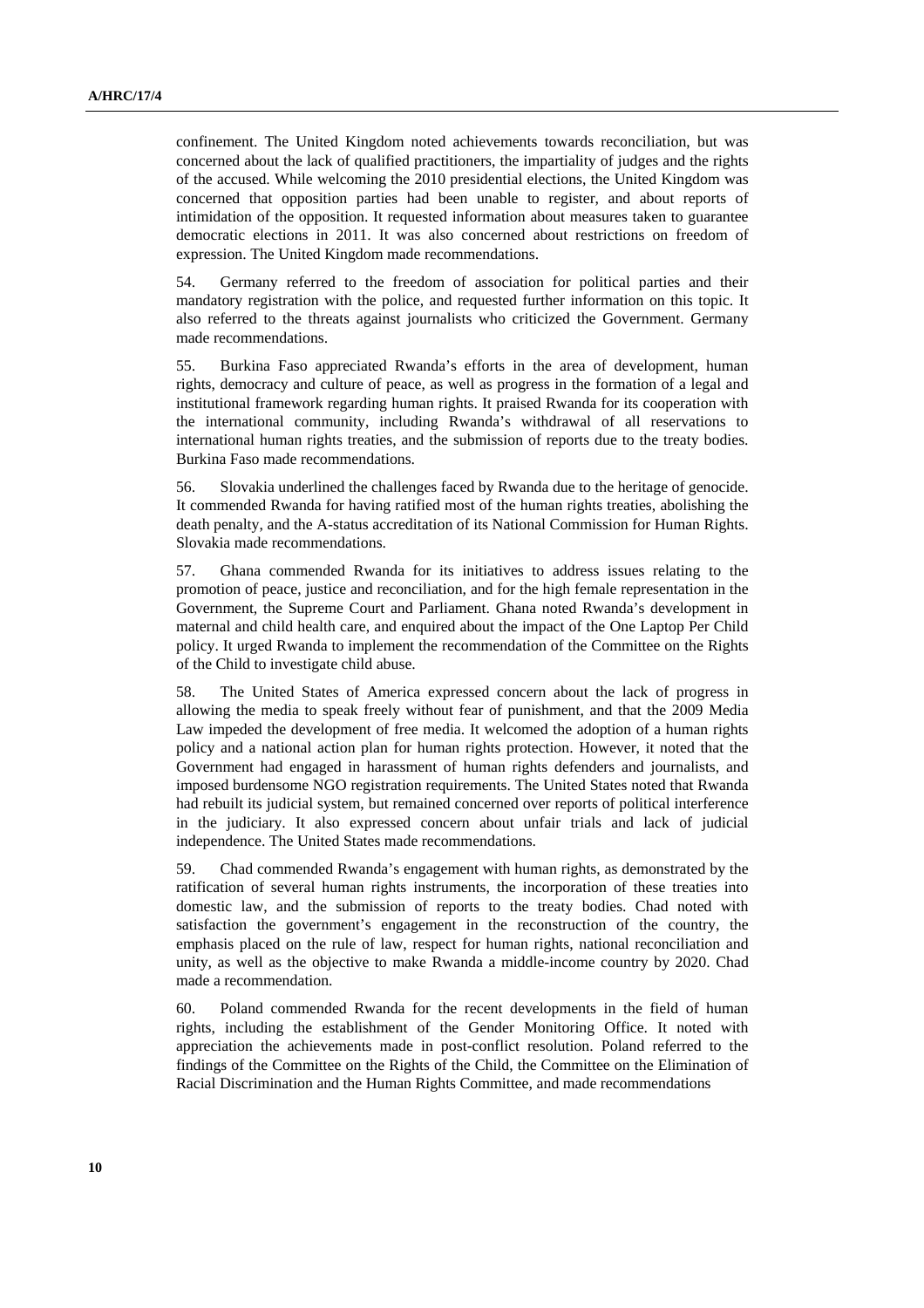confinement. The United Kingdom noted achievements towards reconciliation, but was concerned about the lack of qualified practitioners, the impartiality of judges and the rights of the accused. While welcoming the 2010 presidential elections, the United Kingdom was concerned that opposition parties had been unable to register, and about reports of intimidation of the opposition. It requested information about measures taken to guarantee democratic elections in 2011. It was also concerned about restrictions on freedom of expression. The United Kingdom made recommendations.

54. Germany referred to the freedom of association for political parties and their mandatory registration with the police, and requested further information on this topic. It also referred to the threats against journalists who criticized the Government. Germany made recommendations.

55. Burkina Faso appreciated Rwanda's efforts in the area of development, human rights, democracy and culture of peace, as well as progress in the formation of a legal and institutional framework regarding human rights. It praised Rwanda for its cooperation with the international community, including Rwanda's withdrawal of all reservations to international human rights treaties, and the submission of reports due to the treaty bodies. Burkina Faso made recommendations.

56. Slovakia underlined the challenges faced by Rwanda due to the heritage of genocide. It commended Rwanda for having ratified most of the human rights treaties, abolishing the death penalty, and the A-status accreditation of its National Commission for Human Rights. Slovakia made recommendations.

57. Ghana commended Rwanda for its initiatives to address issues relating to the promotion of peace, justice and reconciliation, and for the high female representation in the Government, the Supreme Court and Parliament. Ghana noted Rwanda's development in maternal and child health care, and enquired about the impact of the One Laptop Per Child policy. It urged Rwanda to implement the recommendation of the Committee on the Rights of the Child to investigate child abuse.

58. The United States of America expressed concern about the lack of progress in allowing the media to speak freely without fear of punishment, and that the 2009 Media Law impeded the development of free media. It welcomed the adoption of a human rights policy and a national action plan for human rights protection. However, it noted that the Government had engaged in harassment of human rights defenders and journalists, and imposed burdensome NGO registration requirements. The United States noted that Rwanda had rebuilt its judicial system, but remained concerned over reports of political interference in the judiciary. It also expressed concern about unfair trials and lack of judicial independence. The United States made recommendations.

59. Chad commended Rwanda's engagement with human rights, as demonstrated by the ratification of several human rights instruments, the incorporation of these treaties into domestic law, and the submission of reports to the treaty bodies. Chad noted with satisfaction the government's engagement in the reconstruction of the country, the emphasis placed on the rule of law, respect for human rights, national reconciliation and unity, as well as the objective to make Rwanda a middle-income country by 2020. Chad made a recommendation.

60. Poland commended Rwanda for the recent developments in the field of human rights, including the establishment of the Gender Monitoring Office. It noted with appreciation the achievements made in post-conflict resolution. Poland referred to the findings of the Committee on the Rights of the Child, the Committee on the Elimination of Racial Discrimination and the Human Rights Committee, and made recommendations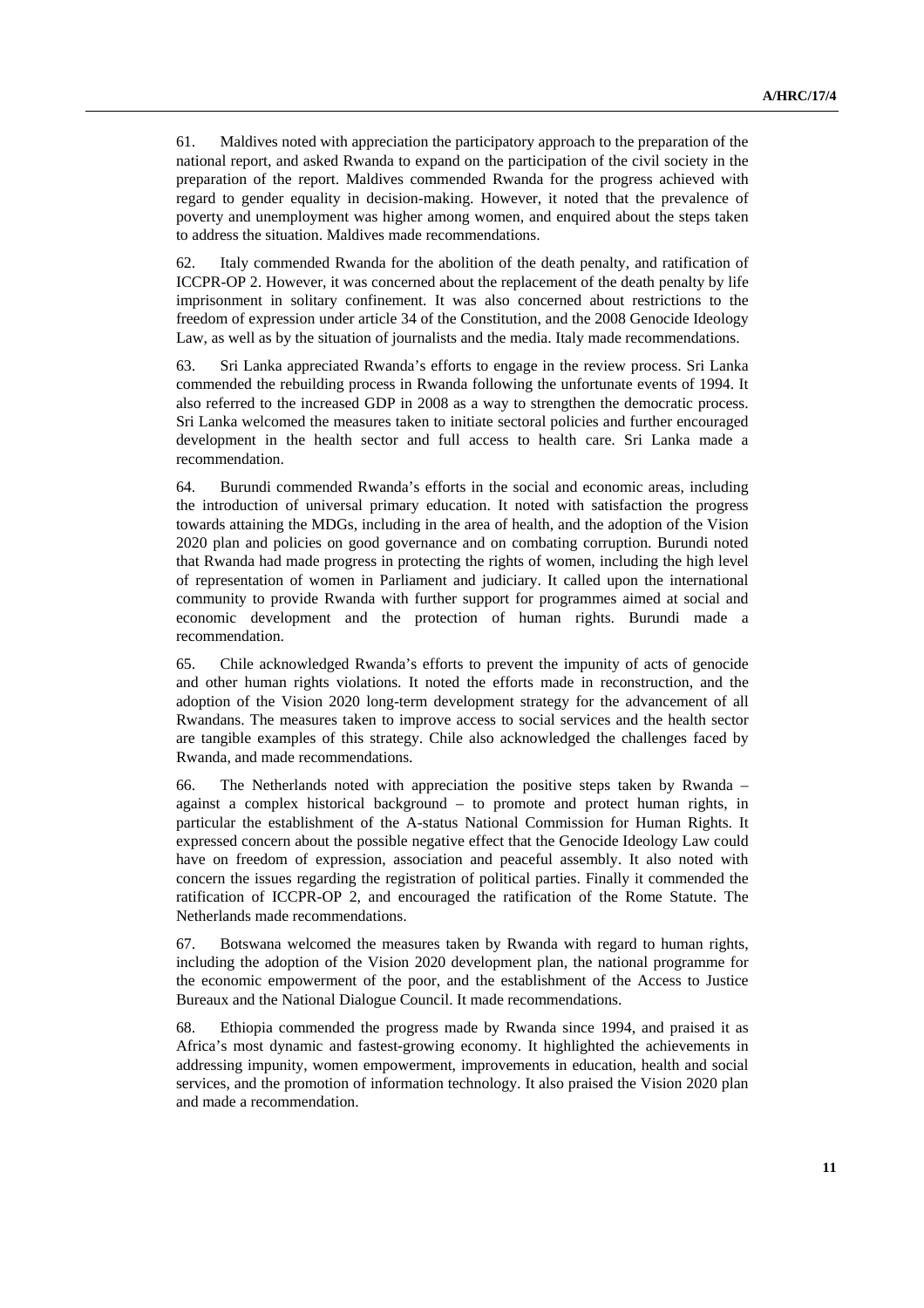61. Maldives noted with appreciation the participatory approach to the preparation of the national report, and asked Rwanda to expand on the participation of the civil society in the preparation of the report. Maldives commended Rwanda for the progress achieved with regard to gender equality in decision-making. However, it noted that the prevalence of poverty and unemployment was higher among women, and enquired about the steps taken to address the situation. Maldives made recommendations.

62. Italy commended Rwanda for the abolition of the death penalty, and ratification of ICCPR-OP 2. However, it was concerned about the replacement of the death penalty by life imprisonment in solitary confinement. It was also concerned about restrictions to the freedom of expression under article 34 of the Constitution, and the 2008 Genocide Ideology Law, as well as by the situation of journalists and the media. Italy made recommendations.

63. Sri Lanka appreciated Rwanda's efforts to engage in the review process. Sri Lanka commended the rebuilding process in Rwanda following the unfortunate events of 1994. It also referred to the increased GDP in 2008 as a way to strengthen the democratic process. Sri Lanka welcomed the measures taken to initiate sectoral policies and further encouraged development in the health sector and full access to health care. Sri Lanka made a recommendation.

64. Burundi commended Rwanda's efforts in the social and economic areas, including the introduction of universal primary education. It noted with satisfaction the progress towards attaining the MDGs, including in the area of health, and the adoption of the Vision 2020 plan and policies on good governance and on combating corruption. Burundi noted that Rwanda had made progress in protecting the rights of women, including the high level of representation of women in Parliament and judiciary. It called upon the international community to provide Rwanda with further support for programmes aimed at social and economic development and the protection of human rights. Burundi made a recommendation.

65. Chile acknowledged Rwanda's efforts to prevent the impunity of acts of genocide and other human rights violations. It noted the efforts made in reconstruction, and the adoption of the Vision 2020 long-term development strategy for the advancement of all Rwandans. The measures taken to improve access to social services and the health sector are tangible examples of this strategy. Chile also acknowledged the challenges faced by Rwanda, and made recommendations.

66. The Netherlands noted with appreciation the positive steps taken by Rwanda – against a complex historical background – to promote and protect human rights, in particular the establishment of the A-status National Commission for Human Rights. It expressed concern about the possible negative effect that the Genocide Ideology Law could have on freedom of expression, association and peaceful assembly. It also noted with concern the issues regarding the registration of political parties. Finally it commended the ratification of ICCPR-OP 2, and encouraged the ratification of the Rome Statute. The Netherlands made recommendations.

67. Botswana welcomed the measures taken by Rwanda with regard to human rights, including the adoption of the Vision 2020 development plan, the national programme for the economic empowerment of the poor, and the establishment of the Access to Justice Bureaux and the National Dialogue Council. It made recommendations.

68. Ethiopia commended the progress made by Rwanda since 1994, and praised it as Africa's most dynamic and fastest-growing economy. It highlighted the achievements in addressing impunity, women empowerment, improvements in education, health and social services, and the promotion of information technology. It also praised the Vision 2020 plan and made a recommendation.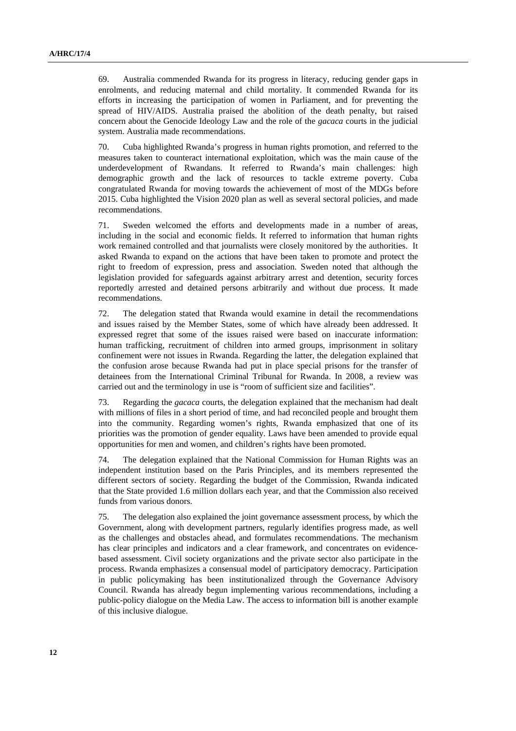69. Australia commended Rwanda for its progress in literacy, reducing gender gaps in enrolments, and reducing maternal and child mortality. It commended Rwanda for its efforts in increasing the participation of women in Parliament, and for preventing the spread of HIV/AIDS. Australia praised the abolition of the death penalty, but raised concern about the Genocide Ideology Law and the role of the *gacaca* courts in the judicial system. Australia made recommendations.

70. Cuba highlighted Rwanda's progress in human rights promotion, and referred to the measures taken to counteract international exploitation, which was the main cause of the underdevelopment of Rwandans. It referred to Rwanda's main challenges: high demographic growth and the lack of resources to tackle extreme poverty. Cuba congratulated Rwanda for moving towards the achievement of most of the MDGs before 2015. Cuba highlighted the Vision 2020 plan as well as several sectoral policies, and made recommendations.

71. Sweden welcomed the efforts and developments made in a number of areas, including in the social and economic fields. It referred to information that human rights work remained controlled and that journalists were closely monitored by the authorities. It asked Rwanda to expand on the actions that have been taken to promote and protect the right to freedom of expression, press and association. Sweden noted that although the legislation provided for safeguards against arbitrary arrest and detention, security forces reportedly arrested and detained persons arbitrarily and without due process. It made recommendations.

72. The delegation stated that Rwanda would examine in detail the recommendations and issues raised by the Member States, some of which have already been addressed. It expressed regret that some of the issues raised were based on inaccurate information: human trafficking, recruitment of children into armed groups, imprisonment in solitary confinement were not issues in Rwanda. Regarding the latter, the delegation explained that the confusion arose because Rwanda had put in place special prisons for the transfer of detainees from the International Criminal Tribunal for Rwanda. In 2008, a review was carried out and the terminology in use is "room of sufficient size and facilities".

73. Regarding the *gacaca* courts, the delegation explained that the mechanism had dealt with millions of files in a short period of time, and had reconciled people and brought them into the community. Regarding women's rights, Rwanda emphasized that one of its priorities was the promotion of gender equality. Laws have been amended to provide equal opportunities for men and women, and children's rights have been promoted.

74. The delegation explained that the National Commission for Human Rights was an independent institution based on the Paris Principles, and its members represented the different sectors of society. Regarding the budget of the Commission, Rwanda indicated that the State provided 1.6 million dollars each year, and that the Commission also received funds from various donors.

75. The delegation also explained the joint governance assessment process, by which the Government, along with development partners, regularly identifies progress made, as well as the challenges and obstacles ahead, and formulates recommendations. The mechanism has clear principles and indicators and a clear framework, and concentrates on evidence-based assessment. Civil society organizations and the private sector also participate in the process. Rwanda emphasizes a consensual model of participatory democracy. Participation in public policymaking has been institutionalized through the Governance Advisory Council. Rwanda has already begun implementing various recommendations, including a public-policy dialogue on the Media Law. The access to information bill is another example of this inclusive dialogue.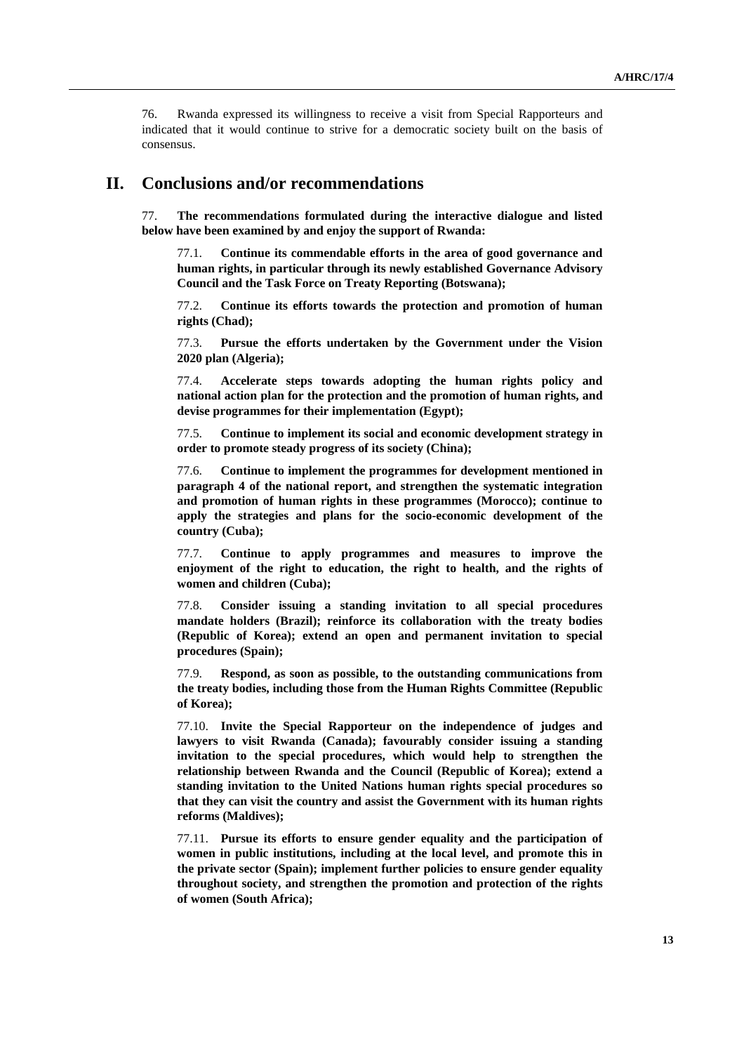76. Rwanda expressed its willingness to receive a visit from Special Rapporteurs and indicated that it would continue to strive for a democratic society built on the basis of consensus.

## II. Conclusions and/or recommendations

77. **The recommendations formulated during the interactive dialogue and listed below have been examined by and enjoy the support of Rwanda:**

77.1. **Continue its commendable efforts in the area of good governance and human rights, in particular through its newly established Governance Advisory Council and the Task Force on Treaty Reporting (Botswana);**

77.2. **Continue its efforts towards the protection and promotion of human rights (Chad);**

77.3. **Pursue the efforts undertaken by the Government under the Vision 2020 plan (Algeria);**

77.4. **Accelerate steps towards adopting the human rights policy and national action plan for the protection and the promotion of human rights, and devise programmes for their implementation (Egypt);**

77.5. **Continue to implement its social and economic development strategy in order to promote steady progress of its society (China);**

77.6. **Continue to implement the programmes for development mentioned in paragraph 4 of the national report, and strengthen the systematic integration and promotion of human rights in these programmes (Morocco); continue to apply the strategies and plans for the socio-economic development of the country (Cuba);**

77.7. **Continue to apply programmes and measures to improve the enjoyment of the right to education, the right to health, and the rights of women and children (Cuba);**

77.8. **Consider issuing a standing invitation to all special procedures mandate holders (Brazil); reinforce its collaboration with the treaty bodies (Republic of Korea); extend an open and permanent invitation to special procedures (Spain);**

77.9. **Respond, as soon as possible, to the outstanding communications from the treaty bodies, including those from the Human Rights Committee (Republic of Korea);**

77.10. **Invite the Special Rapporteur on the independence of judges and lawyers to visit Rwanda (Canada); favourably consider issuing a standing invitation to the special procedures, which would help to strengthen the relationship between Rwanda and the Council (Republic of Korea); extend a standing invitation to the United Nations human rights special procedures so that they can visit the country and assist the Government with its human rights reforms (Maldives);**

77.11. **Pursue its efforts to ensure gender equality and the participation of women in public institutions, including at the local level, and promote this in the private sector (Spain); implement further policies to ensure gender equality throughout society, and strengthen the promotion and protection of the rights of women (South Africa);**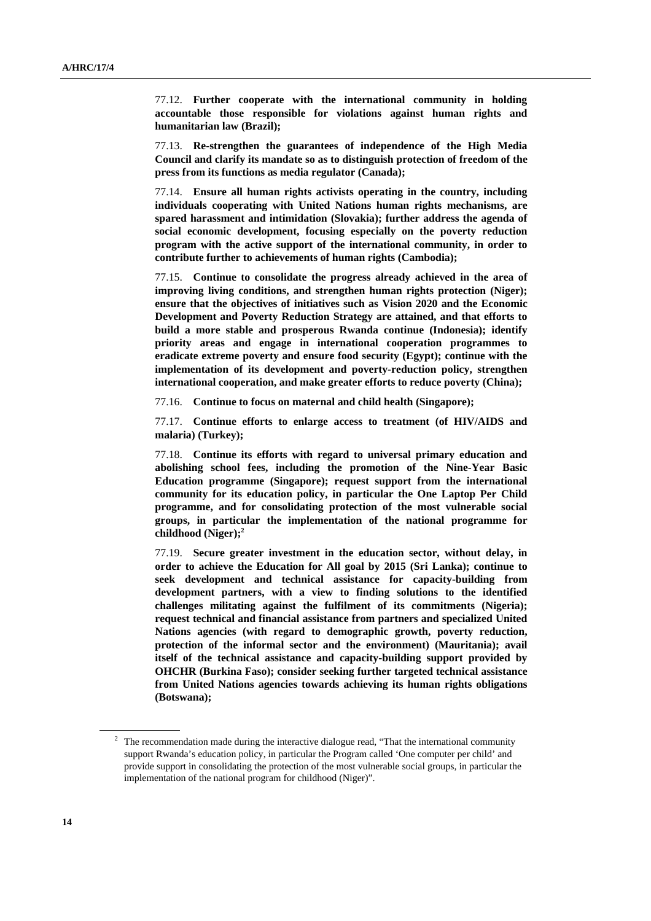77.12. **Further cooperate with the international community in holding accountable those responsible for violations against human rights and humanitarian law (Brazil);**

77.13. **Re-strengthen the guarantees of independence of the High Media Council and clarify its mandate so as to distinguish protection of freedom of the press from its functions as media regulator (Canada);**

77.14. **Ensure all human rights activists operating in the country, including individuals cooperating with United Nations human rights mechanisms, are spared harassment and intimidation (Slovakia); further address the agenda of social economic development, focusing especially on the poverty reduction program with the active support of the international community, in order to contribute further to achievements of human rights (Cambodia);**

77.15. **Continue to consolidate the progress already achieved in the area of improving living conditions, and strengthen human rights protection (Niger); ensure that the objectives of initiatives such as Vision 2020 and the Economic Development and Poverty Reduction Strategy are attained, and that efforts to build a more stable and prosperous Rwanda continue (Indonesia); identify priority areas and engage in international cooperation programmes to eradicate extreme poverty and ensure food security (Egypt); continue with the implementation of its development and poverty-reduction policy, strengthen international cooperation, and make greater efforts to reduce poverty (China);**

77.16. **Continue to focus on maternal and child health (Singapore);**

77.17. **Continue efforts to enlarge access to treatment (of HIV/AIDS and malaria) (Turkey);**

77.18. **Continue its efforts with regard to universal primary education and abolishing school fees, including the promotion of the Nine-Year Basic Education programme (Singapore); request support from the international community for its education policy, in particular the One Laptop Per Child programme, and for consolidating protection of the most vulnerable social groups, in particular the implementation of the national programme for childhood (Niger);**[2]

77.19. **Secure greater investment in the education sector, without delay, in order to achieve the Education for All goal by 2015 (Sri Lanka); continue to seek development and technical assistance for capacity-building from development partners, with a view to finding solutions to the identified challenges militating against the fulfilment of its commitments (Nigeria); request technical and financial assistance from partners and specialized United Nations agencies (with regard to demographic growth, poverty reduction, protection of the informal sector and the environment) (Mauritania); avail itself of the technical assistance and capacity-building support provided by OHCHR (Burkina Faso); consider seeking further targeted technical assistance from United Nations agencies towards achieving its human rights obligations (Botswana);**

[2] The recommendation made during the interactive dialogue read, "That the international community support Rwanda's education policy, in particular the Program called 'One computer per child' and provide support in consolidating the protection of the most vulnerable social groups, in particular the implementation of the national program for childhood (Niger)".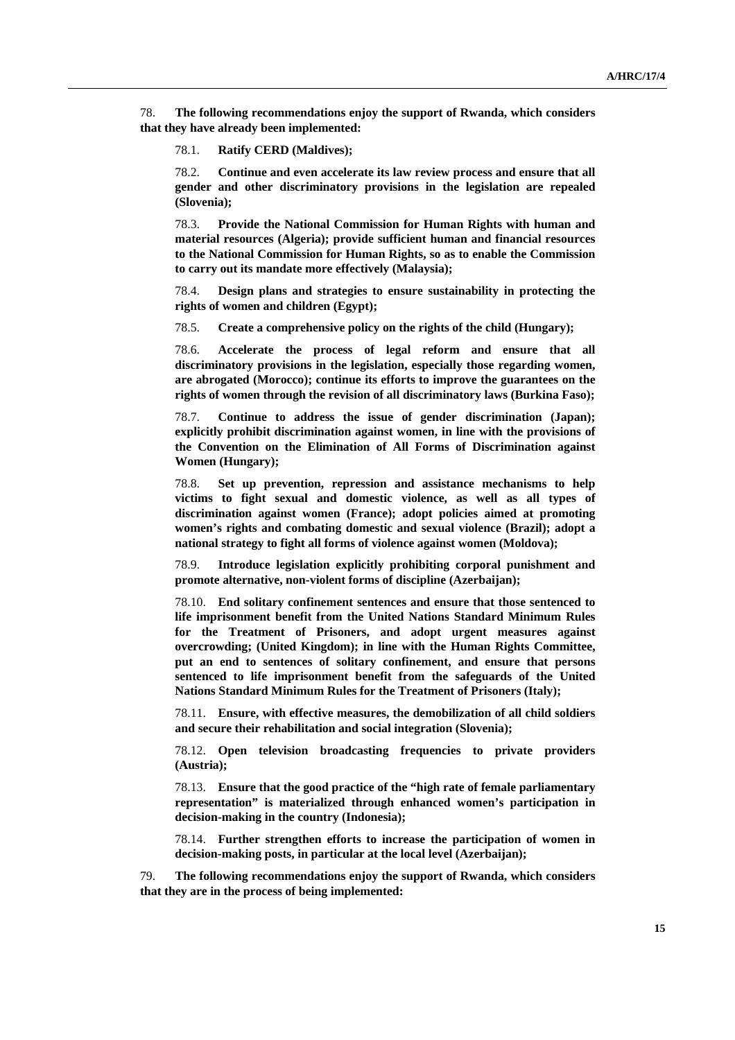78. **The following recommendations enjoy the support of Rwanda, which considers that they have already been implemented:**

78.1. **Ratify CERD (Maldives);**

78.2. **Continue and even accelerate its law review process and ensure that all gender and other discriminatory provisions in the legislation are repealed (Slovenia);**

78.3. **Provide the National Commission for Human Rights with human and material resources (Algeria); provide sufficient human and financial resources to the National Commission for Human Rights, so as to enable the Commission to carry out its mandate more effectively (Malaysia);**

78.4. **Design plans and strategies to ensure sustainability in protecting the rights of women and children (Egypt);**

78.5. **Create a comprehensive policy on the rights of the child (Hungary);**

78.6. **Accelerate the process of legal reform and ensure that all discriminatory provisions in the legislation, especially those regarding women, are abrogated (Morocco); continue its efforts to improve the guarantees on the rights of women through the revision of all discriminatory laws (Burkina Faso);**

78.7. **Continue to address the issue of gender discrimination (Japan); explicitly prohibit discrimination against women, in line with the provisions of the Convention on the Elimination of All Forms of Discrimination against Women (Hungary);**

78.8. **Set up prevention, repression and assistance mechanisms to help victims to fight sexual and domestic violence, as well as all types of discrimination against women (France); adopt policies aimed at promoting women's rights and combating domestic and sexual violence (Brazil); adopt a national strategy to fight all forms of violence against women (Moldova);**

78.9. **Introduce legislation explicitly prohibiting corporal punishment and promote alternative, non-violent forms of discipline (Azerbaijan);**

78.10. **End solitary confinement sentences and ensure that those sentenced to life imprisonment benefit from the United Nations Standard Minimum Rules for the Treatment of Prisoners, and adopt urgent measures against overcrowding; (United Kingdom); in line with the Human Rights Committee, put an end to sentences of solitary confinement, and ensure that persons sentenced to life imprisonment benefit from the safeguards of the United Nations Standard Minimum Rules for the Treatment of Prisoners (Italy);**

78.11. **Ensure, with effective measures, the demobilization of all child soldiers and secure their rehabilitation and social integration (Slovenia);**

78.12. **Open television broadcasting frequencies to private providers (Austria);**

78.13. **Ensure that the good practice of the "high rate of female parliamentary representation" is materialized through enhanced women's participation in decision-making in the country (Indonesia);**

78.14. **Further strengthen efforts to increase the participation of women in decision-making posts, in particular at the local level (Azerbaijan);**

79. **The following recommendations enjoy the support of Rwanda, which considers that they are in the process of being implemented:**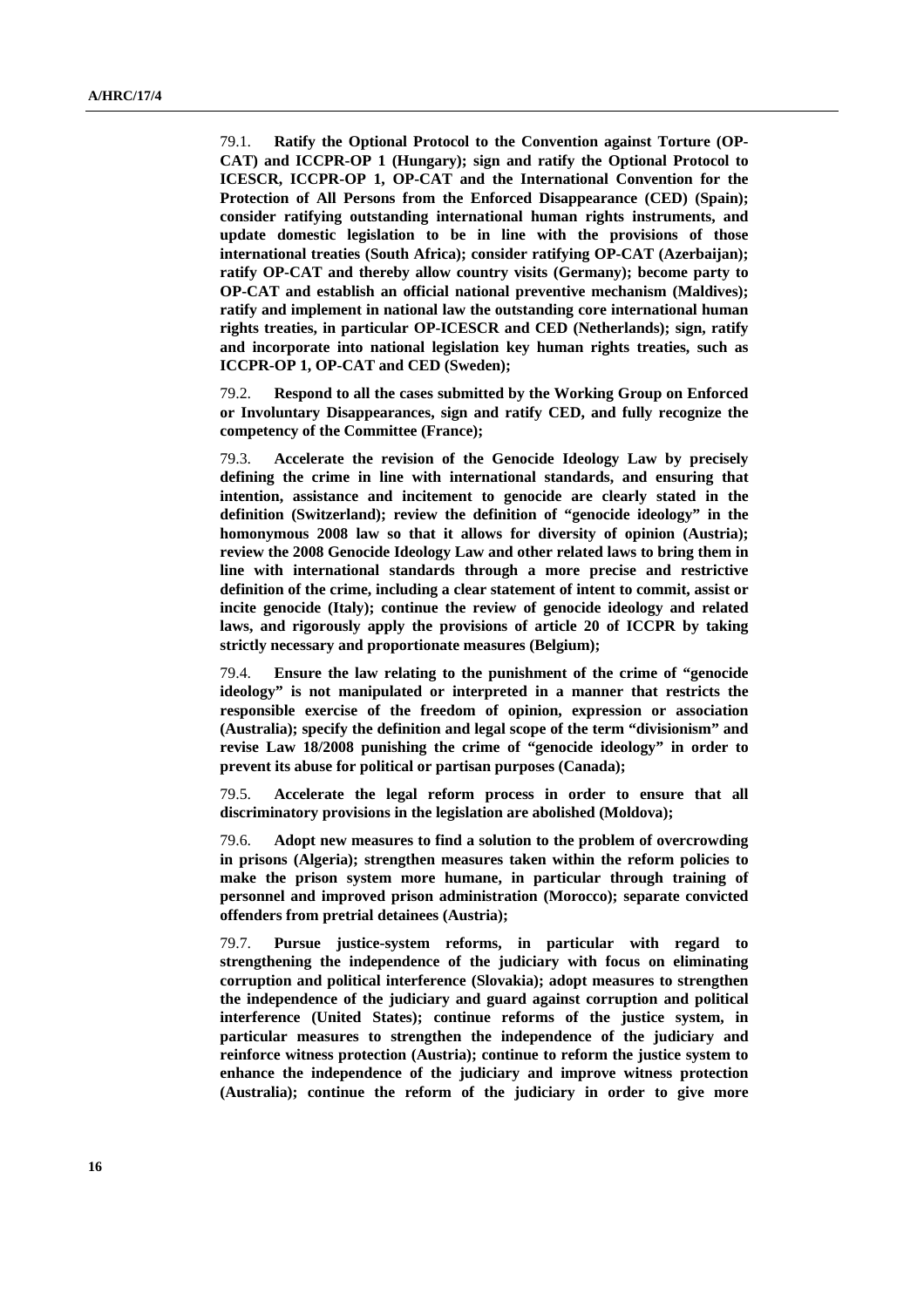79.1. **Ratify the Optional Protocol to the Convention against Torture (OP-CAT) and ICCPR-OP 1 (Hungary); sign and ratify the Optional Protocol to ICESCR, ICCPR-OP 1, OP-CAT and the International Convention for the Protection of All Persons from the Enforced Disappearance (CED) (Spain); consider ratifying outstanding international human rights instruments, and update domestic legislation to be in line with the provisions of those international treaties (South Africa); consider ratifying OP-CAT (Azerbaijan); ratify OP-CAT and thereby allow country visits (Germany); become party to OP-CAT and establish an official national preventive mechanism (Maldives); ratify and implement in national law the outstanding core international human rights treaties, in particular OP-ICESCR and CED (Netherlands); sign, ratify and incorporate into national legislation key human rights treaties, such as ICCPR-OP 1, OP-CAT and CED (Sweden);**

79.2. **Respond to all the cases submitted by the Working Group on Enforced or Involuntary Disappearances, sign and ratify CED, and fully recognize the competency of the Committee (France);**

79.3. **Accelerate the revision of the Genocide Ideology Law by precisely defining the crime in line with international standards, and ensuring that intention, assistance and incitement to genocide are clearly stated in the definition (Switzerland); review the definition of "genocide ideology" in the homonymous 2008 law so that it allows for diversity of opinion (Austria); review the 2008 Genocide Ideology Law and other related laws to bring them in line with international standards through a more precise and restrictive definition of the crime, including a clear statement of intent to commit, assist or incite genocide (Italy); continue the review of genocide ideology and related laws, and rigorously apply the provisions of article 20 of ICCPR by taking strictly necessary and proportionate measures (Belgium);**

79.4. **Ensure the law relating to the punishment of the crime of "genocide ideology" is not manipulated or interpreted in a manner that restricts the responsible exercise of the freedom of opinion, expression or association (Australia); specify the definition and legal scope of the term "divisionism" and revise Law 18/2008 punishing the crime of "genocide ideology" in order to prevent its abuse for political or partisan purposes (Canada);**

79.5. **Accelerate the legal reform process in order to ensure that all discriminatory provisions in the legislation are abolished (Moldova);**

79.6. **Adopt new measures to find a solution to the problem of overcrowding in prisons (Algeria); strengthen measures taken within the reform policies to make the prison system more humane, in particular through training of personnel and improved prison administration (Morocco); separate convicted offenders from pretrial detainees (Austria);**

79.7. **Pursue justice-system reforms, in particular with regard to strengthening the independence of the judiciary with focus on eliminating corruption and political interference (Slovakia); adopt measures to strengthen the independence of the judiciary and guard against corruption and political interference (United States); continue reforms of the justice system, in particular measures to strengthen the independence of the judiciary and reinforce witness protection (Austria); continue to reform the justice system to enhance the independence of the judiciary and improve witness protection (Australia); continue the reform of the judiciary in order to give more**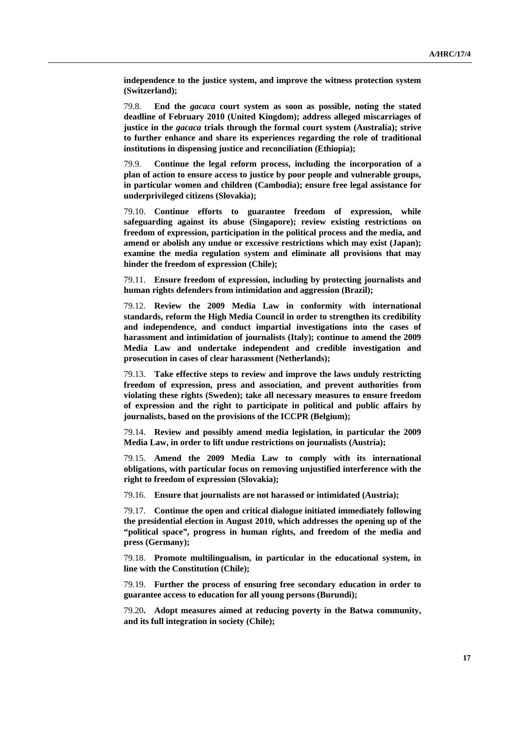**independence to the justice system, and improve the witness protection system (Switzerland);**

79.8. **End the *gacaca* court system as soon as possible, noting the stated deadline of February 2010 (United Kingdom); address alleged miscarriages of justice in the *gacaca* trials through the formal court system (Australia); strive to further enhance and share its experiences regarding the role of traditional institutions in dispensing justice and reconciliation (Ethiopia);**

79.9. **Continue the legal reform process, including the incorporation of a plan of action to ensure access to justice by poor people and vulnerable groups, in particular women and children (Cambodia); ensure free legal assistance for underprivileged citizens (Slovakia);**

79.10. **Continue efforts to guarantee freedom of expression, while safeguarding against its abuse (Singapore); review existing restrictions on freedom of expression, participation in the political process and the media, and amend or abolish any undue or excessive restrictions which may exist (Japan); examine the media regulation system and eliminate all provisions that may hinder the freedom of expression (Chile);**

79.11. **Ensure freedom of expression, including by protecting journalists and human rights defenders from intimidation and aggression (Brazil);**

79.12. **Review the 2009 Media Law in conformity with international standards, reform the High Media Council in order to strengthen its credibility and independence, and conduct impartial investigations into the cases of harassment and intimidation of journalists (Italy); continue to amend the 2009 Media Law and undertake independent and credible investigation and prosecution in cases of clear harassment (Netherlands);**

79.13. **Take effective steps to review and improve the laws unduly restricting freedom of expression, press and association, and prevent authorities from violating these rights (Sweden); take all necessary measures to ensure freedom of expression and the right to participate in political and public affairs by journalists, based on the provisions of the ICCPR (Belgium);**

79.14. **Review and possibly amend media legislation, in particular the 2009 Media Law, in order to lift undue restrictions on journalists (Austria);**

79.15. **Amend the 2009 Media Law to comply with its international obligations, with particular focus on removing unjustified interference with the right to freedom of expression (Slovakia);**

79.16. **Ensure that journalists are not harassed or intimidated (Austria);**

79.17. **Continue the open and critical dialogue initiated immediately following the presidential election in August 2010, which addresses the opening up of the "political space", progress in human rights, and freedom of the media and press (Germany);**

79.18. **Promote multilingualism, in particular in the educational system, in line with the Constitution (Chile);**

79.19. **Further the process of ensuring free secondary education in order to guarantee access to education for all young persons (Burundi);**

79.20**. Adopt measures aimed at reducing poverty in the Batwa community, and its full integration in society (Chile);**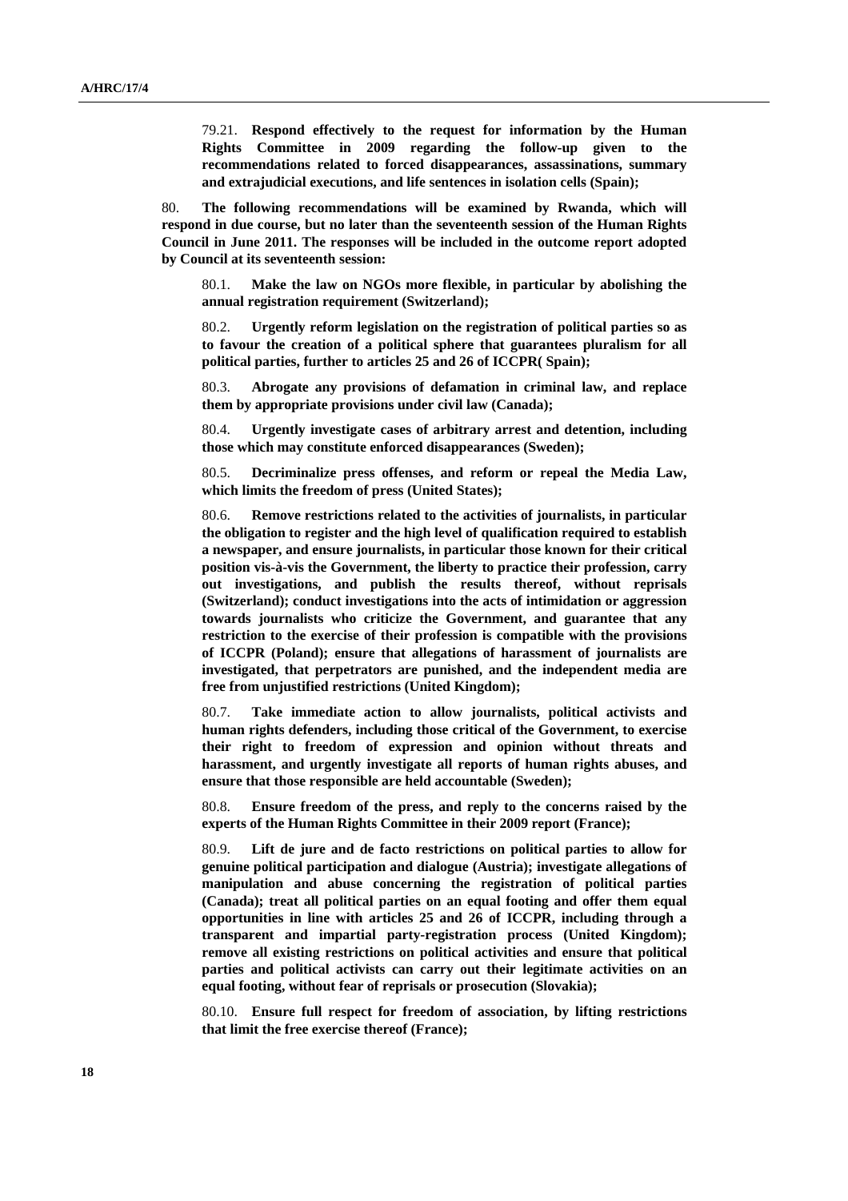79.21. **Respond effectively to the request for information by the Human Rights Committee in 2009 regarding the follow-up given to the recommendations related to forced disappearances, assassinations, summary and extrajudicial executions, and life sentences in isolation cells (Spain);**

80. **The following recommendations will be examined by Rwanda, which will respond in due course, but no later than the seventeenth session of the Human Rights Council in June 2011. The responses will be included in the outcome report adopted by Council at its seventeenth session:**

80.1. **Make the law on NGOs more flexible, in particular by abolishing the annual registration requirement (Switzerland);**

80.2. **Urgently reform legislation on the registration of political parties so as to favour the creation of a political sphere that guarantees pluralism for all political parties, further to articles 25 and 26 of ICCPR( Spain);**

80.3. **Abrogate any provisions of defamation in criminal law, and replace them by appropriate provisions under civil law (Canada);**

80.4. **Urgently investigate cases of arbitrary arrest and detention, including those which may constitute enforced disappearances (Sweden);**

80.5. **Decriminalize press offenses, and reform or repeal the Media Law, which limits the freedom of press (United States);**

80.6. **Remove restrictions related to the activities of journalists, in particular the obligation to register and the high level of qualification required to establish a newspaper, and ensure journalists, in particular those known for their critical position vis-à-vis the Government, the liberty to practice their profession, carry out investigations, and publish the results thereof, without reprisals (Switzerland); conduct investigations into the acts of intimidation or aggression towards journalists who criticize the Government, and guarantee that any restriction to the exercise of their profession is compatible with the provisions of ICCPR (Poland); ensure that allegations of harassment of journalists are investigated, that perpetrators are punished, and the independent media are free from unjustified restrictions (United Kingdom);**

80.7. **Take immediate action to allow journalists, political activists and human rights defenders, including those critical of the Government, to exercise their right to freedom of expression and opinion without threats and harassment, and urgently investigate all reports of human rights abuses, and ensure that those responsible are held accountable (Sweden);**

80.8. **Ensure freedom of the press, and reply to the concerns raised by the experts of the Human Rights Committee in their 2009 report (France);**

80.9. **Lift de jure and de facto restrictions on political parties to allow for genuine political participation and dialogue (Austria); investigate allegations of manipulation and abuse concerning the registration of political parties (Canada); treat all political parties on an equal footing and offer them equal opportunities in line with articles 25 and 26 of ICCPR, including through a transparent and impartial party-registration process (United Kingdom); remove all existing restrictions on political activities and ensure that political parties and political activists can carry out their legitimate activities on an equal footing, without fear of reprisals or prosecution (Slovakia);**

80.10. **Ensure full respect for freedom of association, by lifting restrictions that limit the free exercise thereof (France);**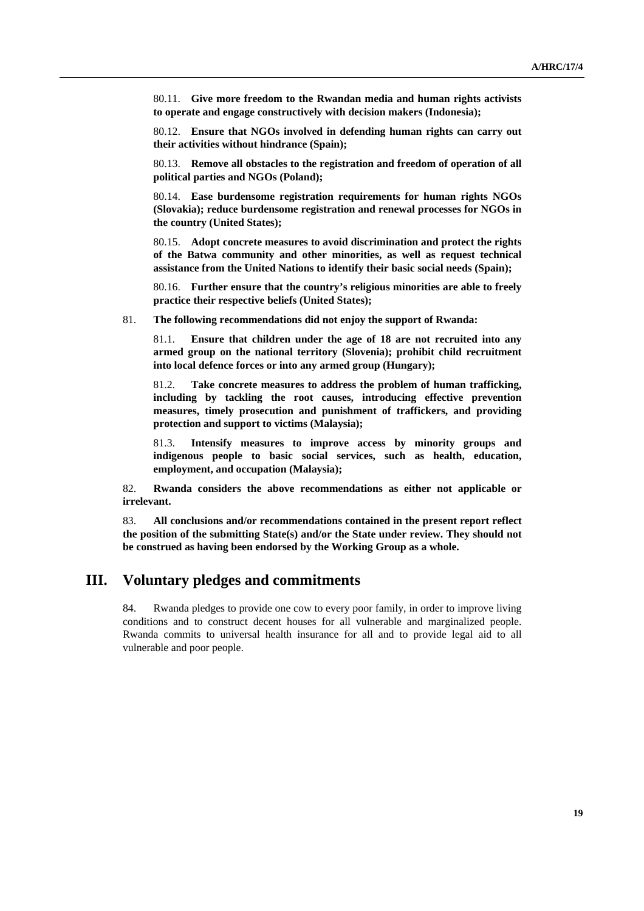80.11. **Give more freedom to the Rwandan media and human rights activists to operate and engage constructively with decision makers (Indonesia);**

80.12. **Ensure that NGOs involved in defending human rights can carry out their activities without hindrance (Spain);**

80.13. **Remove all obstacles to the registration and freedom of operation of all political parties and NGOs (Poland);**

80.14. **Ease burdensome registration requirements for human rights NGOs (Slovakia); reduce burdensome registration and renewal processes for NGOs in the country (United States);**

80.15. **Adopt concrete measures to avoid discrimination and protect the rights of the Batwa community and other minorities, as well as request technical assistance from the United Nations to identify their basic social needs (Spain);**

80.16. **Further ensure that the country's religious minorities are able to freely practice their respective beliefs (United States);**

81. **The following recommendations did not enjoy the support of Rwanda:**

81.1. **Ensure that children under the age of 18 are not recruited into any armed group on the national territory (Slovenia); prohibit child recruitment into local defence forces or into any armed group (Hungary);**

81.2. **Take concrete measures to address the problem of human trafficking, including by tackling the root causes, introducing effective prevention measures, timely prosecution and punishment of traffickers, and providing protection and support to victims (Malaysia);**

81.3. **Intensify measures to improve access by minority groups and indigenous people to basic social services, such as health, education, employment, and occupation (Malaysia);**

82. **Rwanda considers the above recommendations as either not applicable or irrelevant.**

83. **All conclusions and/or recommendations contained in the present report reflect the position of the submitting State(s) and/or the State under review. They should not be construed as having been endorsed by the Working Group as a whole.**

## III. Voluntary pledges and commitments

84. Rwanda pledges to provide one cow to every poor family, in order to improve living conditions and to construct decent houses for all vulnerable and marginalized people. Rwanda commits to universal health insurance for all and to provide legal aid to all vulnerable and poor people.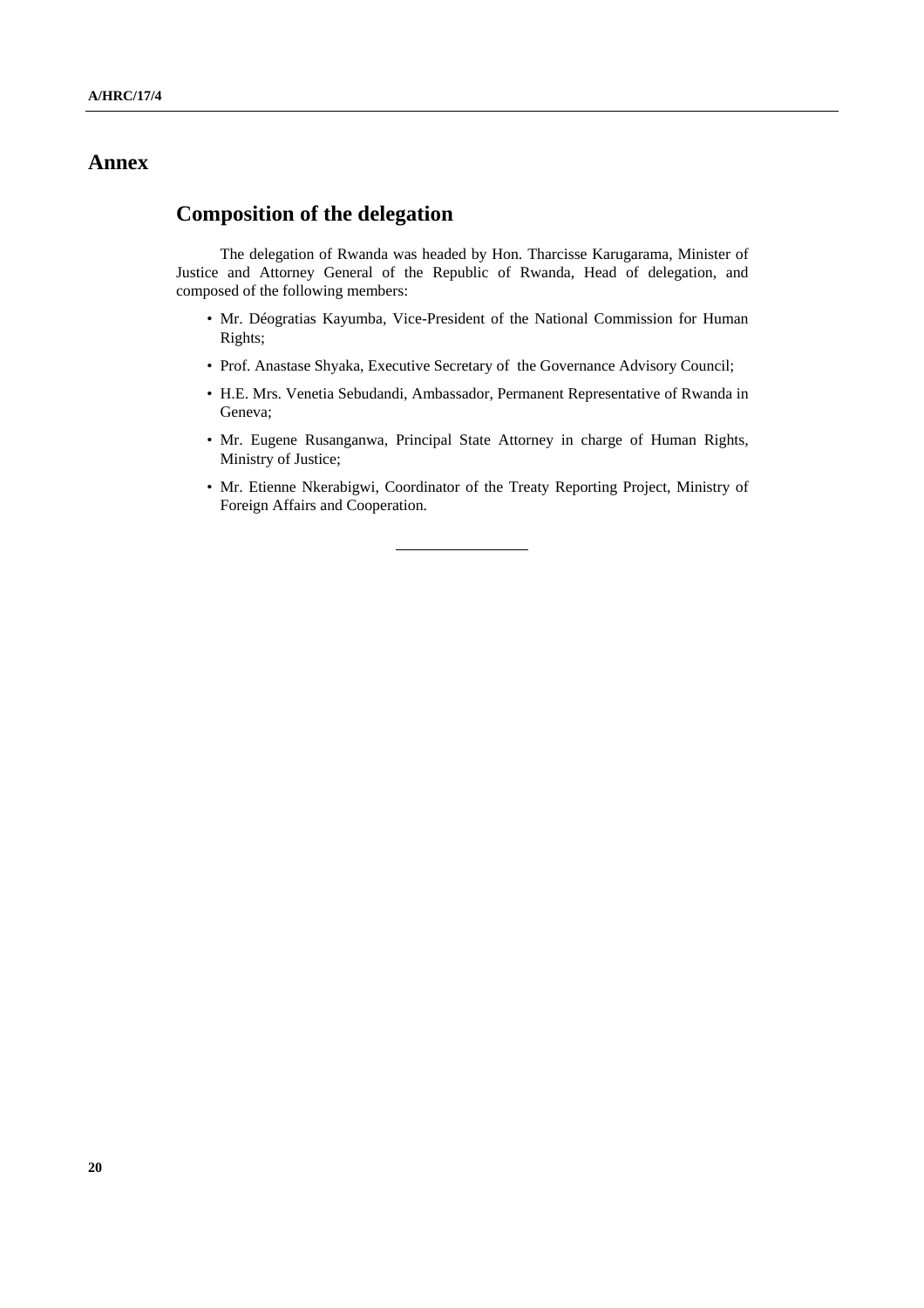# Annex

## Composition of the delegation

The delegation of Rwanda was headed by Hon. Tharcisse Karugarama, Minister of Justice and Attorney General of the Republic of Rwanda, Head of delegation, and composed of the following members:

- Mr. Déogratias Kayumba, Vice-President of the National Commission for Human Rights;
- Prof. Anastase Shyaka, Executive Secretary of the Governance Advisory Council;
- H.E. Mrs. Venetia Sebudandi, Ambassador, Permanent Representative of Rwanda in Geneva;
- Mr. Eugene Rusanganwa, Principal State Attorney in charge of Human Rights, Ministry of Justice;
- Mr. Etienne Nkerabigwi, Coordinator of the Treaty Reporting Project, Ministry of Foreign Affairs and Cooperation.